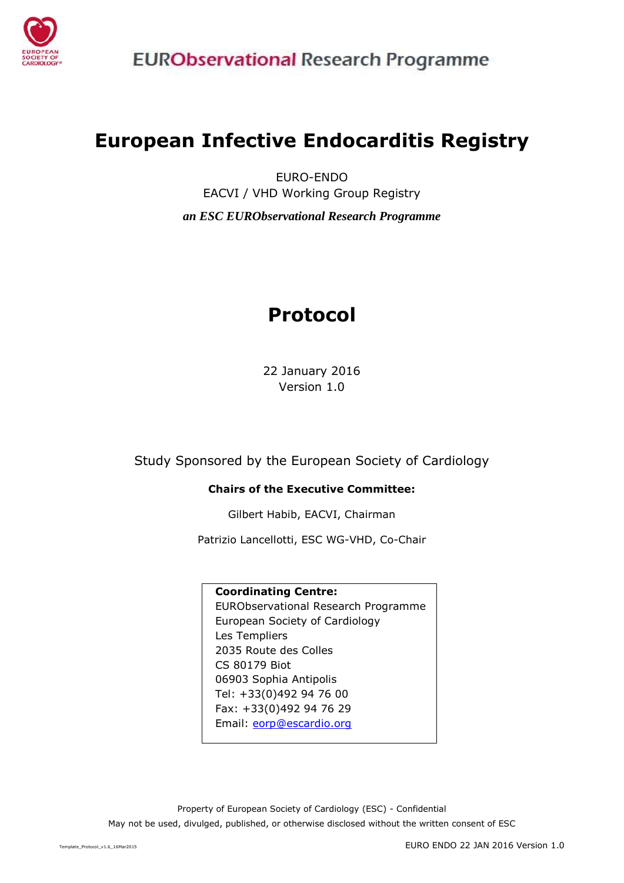EURObservational Research Programme

# European Infective Endocarditis Registry

EURO-ENDO

EACVI / VHD Working Group Registry

*an ESC EURObservational Research Programme*

# Protocol

22 January 2016

Version 1.0

Study Sponsored by the European Society of Cardiology

**Chairs of the Executive Committee:**

Gilbert Habib, EACVI, Chairman

Patrizio Lancellotti, ESC WG-VHD, Co-Chair

**Coordinating Centre:**
EURObservational Research Programme
European Society of Cardiology
Les Templiers
2035 Route des Colles
CS 80179 Biot
06903 Sophia Antipolis
Tel: +33(0)492 94 76 00
Fax: +33(0)492 94 76 29
Email: eorp@escardio.org

Property of European Society of Cardiology (ESC) - Confidential

May not be used, divulged, published, or otherwise disclosed without the written consent of ESC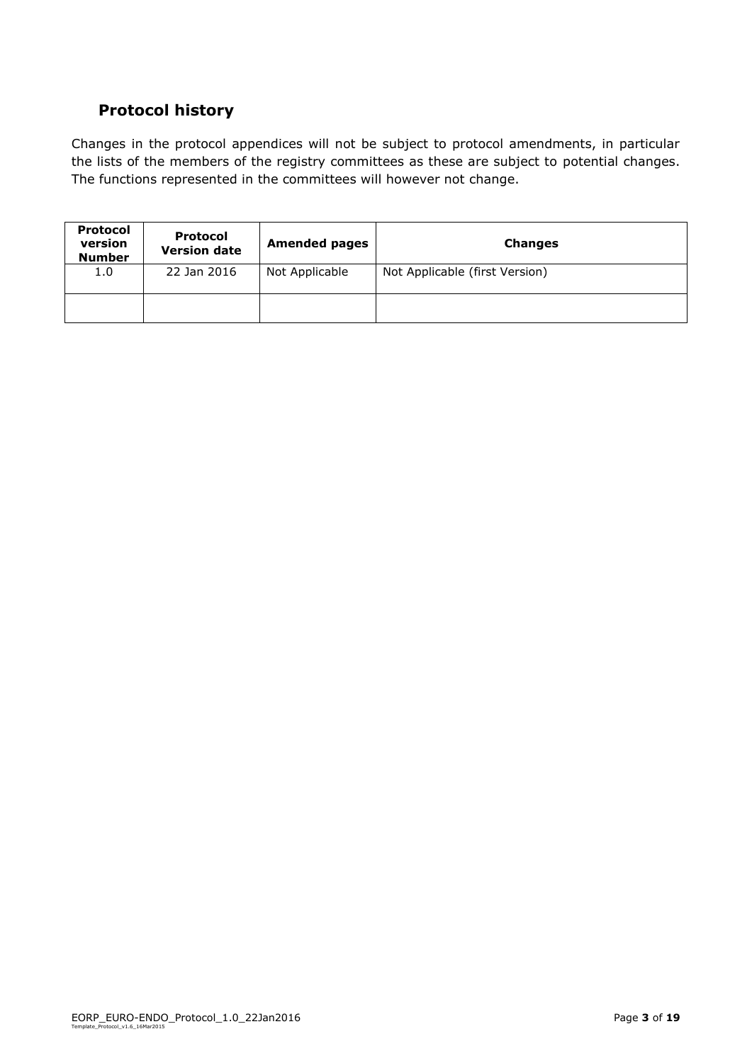## Protocol history

Changes in the protocol appendices will not be subject to protocol amendments, in particular the lists of the members of the registry committees as these are subject to potential changes. The functions represented in the committees will however not change.

| Protocol version Number | Protocol Version date | Amended pages | Changes |
|---|---|---|---|
| 1.0 | 22 Jan 2016 | Not Applicable | Not Applicable (first Version) |
| | | | |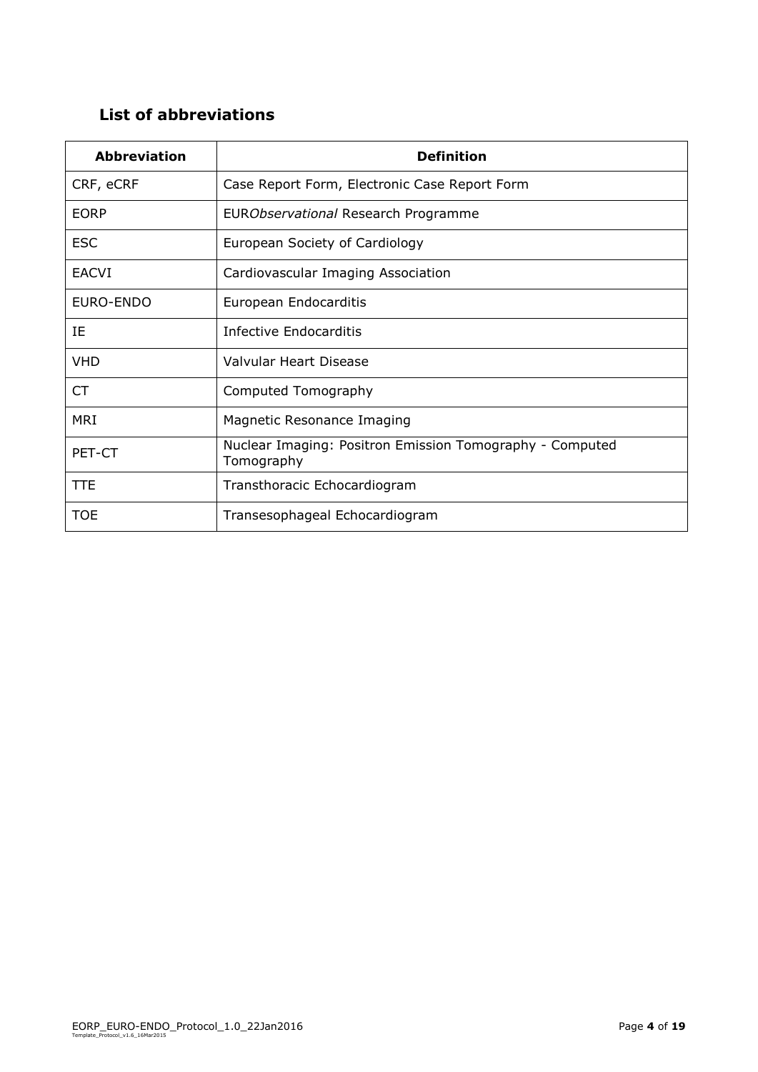## List of abbreviations

| Abbreviation | Definition |
|---|---|
| CRF, eCRF | Case Report Form, Electronic Case Report Form |
| EORP | EUR*Observational* Research Programme |
| ESC | European Society of Cardiology |
| EACVI | Cardiovascular Imaging Association |
| EURO-ENDO | European Endocarditis |
| IE | Infective Endocarditis |
| VHD | Valvular Heart Disease |
| CT | Computed Tomography |
| MRI | Magnetic Resonance Imaging |
| PET-CT | Nuclear Imaging: Positron Emission Tomography - Computed Tomography |
| TTE | Transthoracic Echocardiogram |
| TOE | Transesophageal Echocardiogram |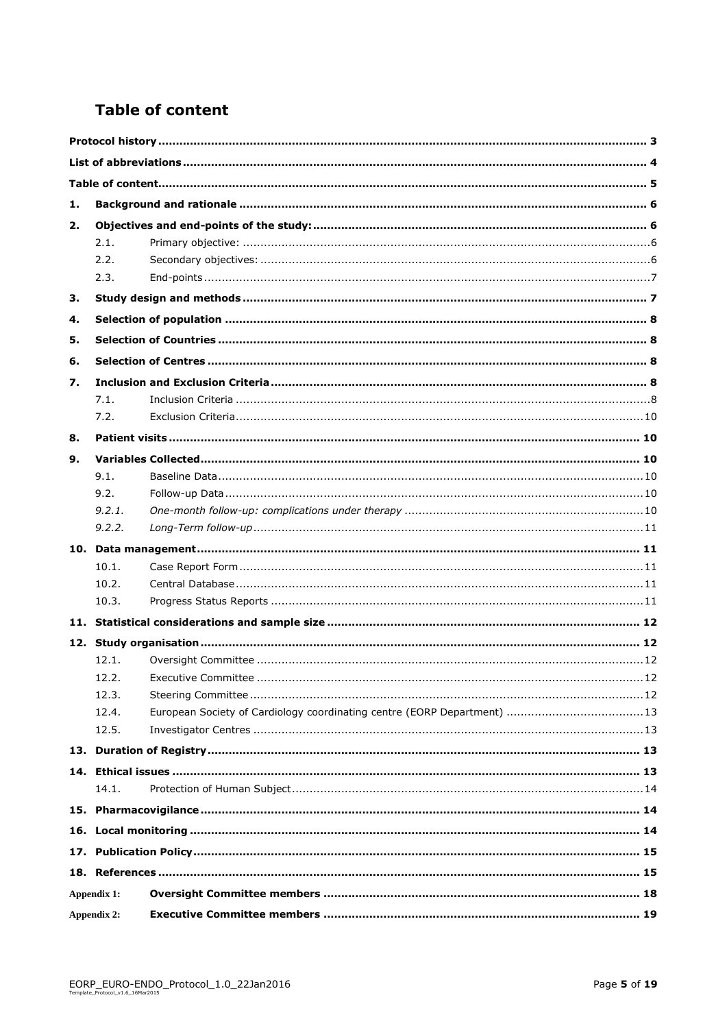# Table of content

| | | |
|---|---|---|
| **Protocol history** | | **3** |
| **List of abbreviations** | | **4** |
| **Table of content** | | **5** |
| **1.** | **Background and rationale** | **6** |
| **2.** | **Objectives and end-points of the study:** | **6** |
| 2.1. | Primary objective: | 6 |
| 2.2. | Secondary objectives: | 6 |
| 2.3. | End-points | 7 |
| **3.** | **Study design and methods** | **7** |
| **4.** | **Selection of population** | **8** |
| **5.** | **Selection of Countries** | **8** |
| **6.** | **Selection of Centres** | **8** |
| **7.** | **Inclusion and Exclusion Criteria** | **8** |
| 7.1. | Inclusion Criteria | 8 |
| 7.2. | Exclusion Criteria | 10 |
| **8.** | **Patient visits** | **10** |
| **9.** | **Variables Collected** | **10** |
| 9.1. | Baseline Data | 10 |
| 9.2. | Follow-up Data | 10 |
| *9.2.1.* | *One-month follow-up: complications under therapy* | 10 |
| *9.2.2.* | *Long-Term follow-up* | 11 |
| **10.** | **Data management** | **11** |
| 10.1. | Case Report Form | 11 |
| 10.2. | Central Database | 11 |
| 10.3. | Progress Status Reports | 11 |
| **11.** | **Statistical considerations and sample size** | **12** |
| **12.** | **Study organisation** | **12** |
| 12.1. | Oversight Committee | 12 |
| 12.2. | Executive Committee | 12 |
| 12.3. | Steering Committee | 12 |
| 12.4. | European Society of Cardiology coordinating centre (EORP Department) | 13 |
| 12.5. | Investigator Centres | 13 |
| **13.** | **Duration of Registry** | **13** |
| **14.** | **Ethical issues** | **13** |
| 14.1. | Protection of Human Subject | 14 |
| **15.** | **Pharmacovigilance** | **14** |
| **16.** | **Local monitoring** | **14** |
| **17.** | **Publication Policy** | **15** |
| **18.** | **References** | **15** |
| **Appendix 1:** | **Oversight Committee members** | **18** |
| **Appendix 2:** | **Executive Committee members** | **19** |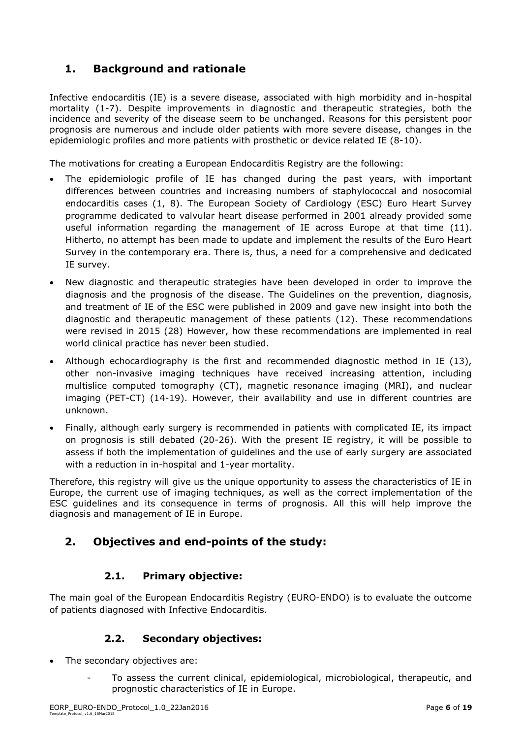## 1. Background and rationale

Infective endocarditis (IE) is a severe disease, associated with high morbidity and in-hospital mortality (1-7). Despite improvements in diagnostic and therapeutic strategies, both the incidence and severity of the disease seem to be unchanged. Reasons for this persistent poor prognosis are numerous and include older patients with more severe disease, changes in the epidemiologic profiles and more patients with prosthetic or device related IE (8-10).

The motivations for creating a European Endocarditis Registry are the following:

- The epidemiologic profile of IE has changed during the past years, with important differences between countries and increasing numbers of staphylococcal and nosocomial endocarditis cases (1, 8). The European Society of Cardiology (ESC) Euro Heart Survey programme dedicated to valvular heart disease performed in 2001 already provided some useful information regarding the management of IE across Europe at that time (11). Hitherto, no attempt has been made to update and implement the results of the Euro Heart Survey in the contemporary era. There is, thus, a need for a comprehensive and dedicated IE survey.
- New diagnostic and therapeutic strategies have been developed in order to improve the diagnosis and the prognosis of the disease. The Guidelines on the prevention, diagnosis, and treatment of IE of the ESC were published in 2009 and gave new insight into both the diagnostic and therapeutic management of these patients (12). These recommendations were revised in 2015 (28) However, how these recommendations are implemented in real world clinical practice has never been studied.
- Although echocardiography is the first and recommended diagnostic method in IE (13), other non-invasive imaging techniques have received increasing attention, including multislice computed tomography (CT), magnetic resonance imaging (MRI), and nuclear imaging (PET-CT) (14-19). However, their availability and use in different countries are unknown.
- Finally, although early surgery is recommended in patients with complicated IE, its impact on prognosis is still debated (20-26). With the present IE registry, it will be possible to assess if both the implementation of guidelines and the use of early surgery are associated with a reduction in in-hospital and 1-year mortality.

Therefore, this registry will give us the unique opportunity to assess the characteristics of IE in Europe, the current use of imaging techniques, as well as the correct implementation of the ESC guidelines and its consequence in terms of prognosis. All this will help improve the diagnosis and management of IE in Europe.

## 2. Objectives and end-points of the study:

### 2.1. Primary objective:

The main goal of the European Endocarditis Registry (EURO-ENDO) is to evaluate the outcome of patients diagnosed with Infective Endocarditis.

### 2.2. Secondary objectives:

- The secondary objectives are:
  - To assess the current clinical, epidemiological, microbiological, therapeutic, and prognostic characteristics of IE in Europe.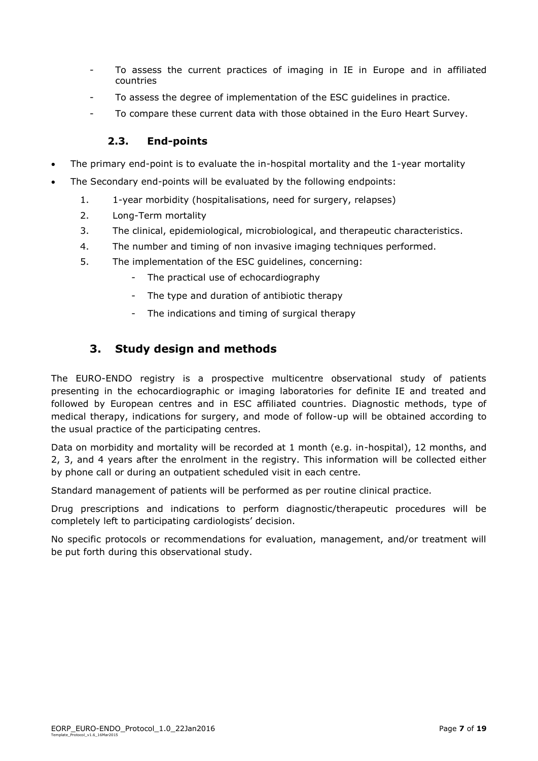- To assess the current practices of imaging in IE in Europe and in affiliated countries
- To assess the degree of implementation of the ESC guidelines in practice.
- To compare these current data with those obtained in the Euro Heart Survey.

### 2.3. End-points

- The primary end-point is to evaluate the in-hospital mortality and the 1-year mortality
- The Secondary end-points will be evaluated by the following endpoints:
    1. 1-year morbidity (hospitalisations, need for surgery, relapses)
    2. Long-Term mortality
    3. The clinical, epidemiological, microbiological, and therapeutic characteristics.
    4. The number and timing of non invasive imaging techniques performed.
    5. The implementation of the ESC guidelines, concerning:
        - The practical use of echocardiography
        - The type and duration of antibiotic therapy
        - The indications and timing of surgical therapy

## 3. Study design and methods

The EURO-ENDO registry is a prospective multicentre observational study of patients presenting in the echocardiographic or imaging laboratories for definite IE and treated and followed by European centres and in ESC affiliated countries. Diagnostic methods, type of medical therapy, indications for surgery, and mode of follow-up will be obtained according to the usual practice of the participating centres.

Data on morbidity and mortality will be recorded at 1 month (e.g. in-hospital), 12 months, and 2, 3, and 4 years after the enrolment in the registry. This information will be collected either by phone call or during an outpatient scheduled visit in each centre.

Standard management of patients will be performed as per routine clinical practice.

Drug prescriptions and indications to perform diagnostic/therapeutic procedures will be completely left to participating cardiologists' decision.

No specific protocols or recommendations for evaluation, management, and/or treatment will be put forth during this observational study.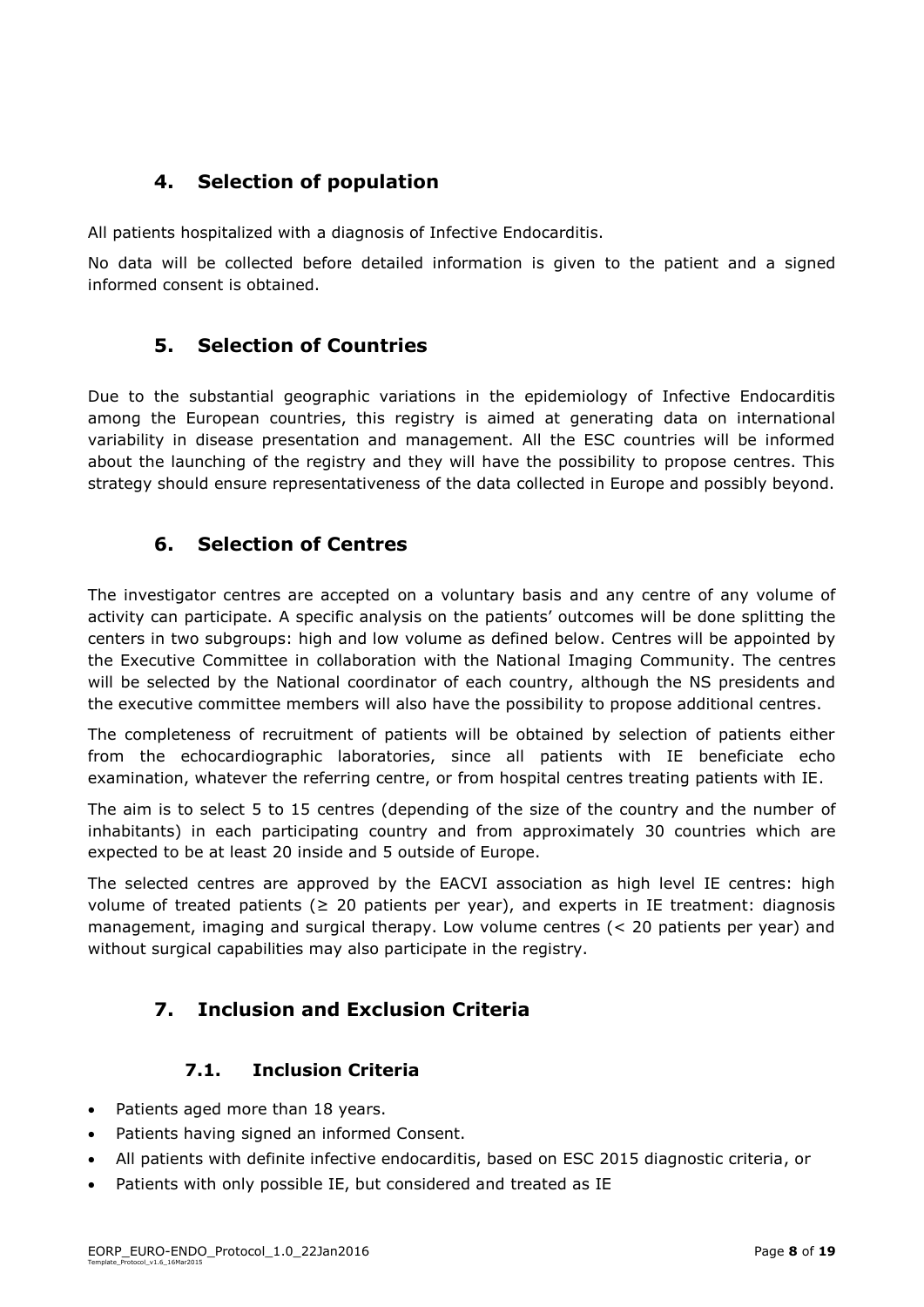## 4. Selection of population

All patients hospitalized with a diagnosis of Infective Endocarditis.

No data will be collected before detailed information is given to the patient and a signed informed consent is obtained.

## 5. Selection of Countries

Due to the substantial geographic variations in the epidemiology of Infective Endocarditis among the European countries, this registry is aimed at generating data on international variability in disease presentation and management. All the ESC countries will be informed about the launching of the registry and they will have the possibility to propose centres. This strategy should ensure representativeness of the data collected in Europe and possibly beyond.

## 6. Selection of Centres

The investigator centres are accepted on a voluntary basis and any centre of any volume of activity can participate. A specific analysis on the patients' outcomes will be done splitting the centers in two subgroups: high and low volume as defined below. Centres will be appointed by the Executive Committee in collaboration with the National Imaging Community. The centres will be selected by the National coordinator of each country, although the NS presidents and the executive committee members will also have the possibility to propose additional centres.

The completeness of recruitment of patients will be obtained by selection of patients either from the echocardiographic laboratories, since all patients with IE beneficiate echo examination, whatever the referring centre, or from hospital centres treating patients with IE.

The aim is to select 5 to 15 centres (depending of the size of the country and the number of inhabitants) in each participating country and from approximately 30 countries which are expected to be at least 20 inside and 5 outside of Europe.

The selected centres are approved by the EACVI association as high level IE centres: high volume of treated patients ($\geq$ 20 patients per year), and experts in IE treatment: diagnosis management, imaging and surgical therapy. Low volume centres (< 20 patients per year) and without surgical capabilities may also participate in the registry.

## 7. Inclusion and Exclusion Criteria

### 7.1. Inclusion Criteria

- Patients aged more than 18 years.
- Patients having signed an informed Consent.
- All patients with definite infective endocarditis, based on ESC 2015 diagnostic criteria, or
- Patients with only possible IE, but considered and treated as IE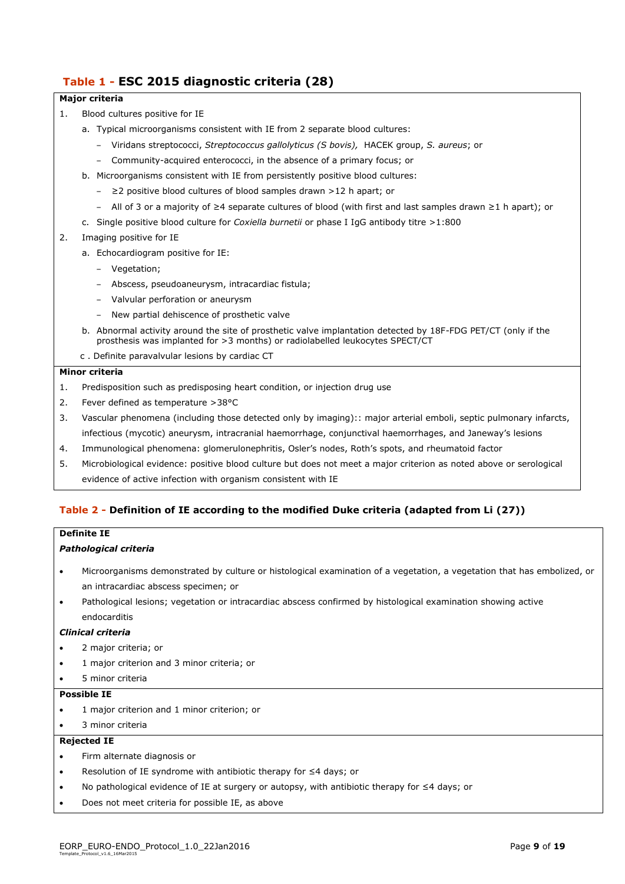## Table 1 - ESC 2015 diagnostic criteria (28)

**Major criteria**

1. Blood cultures positive for IE
   a. Typical microorganisms consistent with IE from 2 separate blood cultures:
      - Viridans streptococci, *Streptococcus gallolyticus (S bovis),* HACEK group, *S. aureus*; or
      - Community-acquired enterococci, in the absence of a primary focus; or
   b. Microorganisms consistent with IE from persistently positive blood cultures:
      - ≥2 positive blood cultures of blood samples drawn >12 h apart; or
      - All of 3 or a majority of ≥4 separate cultures of blood (with first and last samples drawn ≥1 h apart); or
   c. Single positive blood culture for *Coxiella burnetii* or phase I IgG antibody titre >1:800
2. Imaging positive for IE
   a. Echocardiogram positive for IE:
      - Vegetation;
      - Abscess, pseudoaneurysm, intracardiac fistula;
      - Valvular perforation or aneurysm
      - New partial dehiscence of prosthetic valve
   b. Abnormal activity around the site of prosthetic valve implantation detected by 18F-FDG PET/CT (only if the prosthesis was implanted for >3 months) or radiolabelled leukocytes SPECT/CT
   c. Definite paravalvular lesions by cardiac CT

**Minor criteria**

1. Predisposition such as predisposing heart condition, or injection drug use
2. Fever defined as temperature >38°C
3. Vascular phenomena (including those detected only by imaging):: major arterial emboli, septic pulmonary infarcts, infectious (mycotic) aneurysm, intracranial haemorrhage, conjunctival haemorrhages, and Janeway's lesions
4. Immunological phenomena: glomerulonephritis, Osler's nodes, Roth's spots, and rheumatoid factor
5. Microbiological evidence: positive blood culture but does not meet a major criterion as noted above or serological evidence of active infection with organism consistent with IE

## Table 2 - Definition of IE according to the modified Duke criteria (adapted from Li (27))

**Definite IE**

***Pathological criteria***

- Microorganisms demonstrated by culture or histological examination of a vegetation, a vegetation that has embolized, or an intracardiac abscess specimen; or
- Pathological lesions; vegetation or intracardiac abscess confirmed by histological examination showing active endocarditis

***Clinical criteria***

- 2 major criteria; or
- 1 major criterion and 3 minor criteria; or
- 5 minor criteria

**Possible IE**

- 1 major criterion and 1 minor criterion; or
- 3 minor criteria

**Rejected IE**

- Firm alternate diagnosis or
- Resolution of IE syndrome with antibiotic therapy for ≤4 days; or
- No pathological evidence of IE at surgery or autopsy, with antibiotic therapy for ≤4 days; or
- Does not meet criteria for possible IE, as above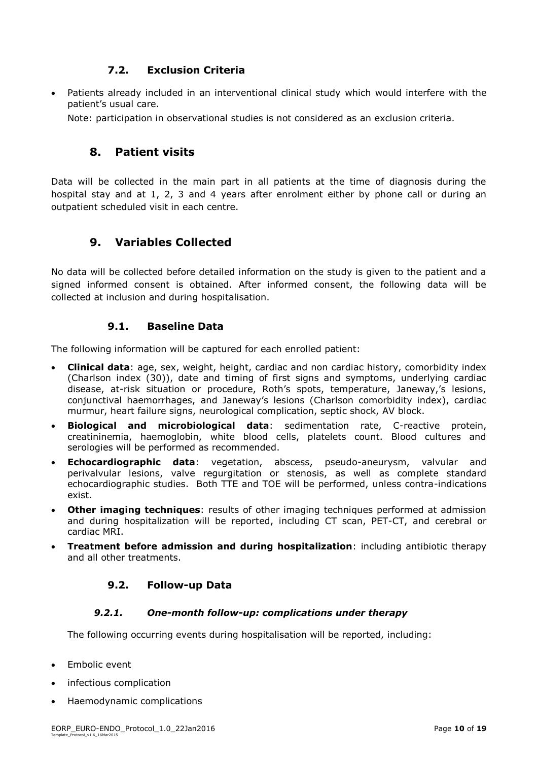### 7.2. Exclusion Criteria

- Patients already included in an interventional clinical study which would interfere with the patient's usual care.

  Note: participation in observational studies is not considered as an exclusion criteria.

## 8. Patient visits

Data will be collected in the main part in all patients at the time of diagnosis during the hospital stay and at 1, 2, 3 and 4 years after enrolment either by phone call or during an outpatient scheduled visit in each centre.

## 9. Variables Collected

No data will be collected before detailed information on the study is given to the patient and a signed informed consent is obtained. After informed consent, the following data will be collected at inclusion and during hospitalisation.

### 9.1. Baseline Data

The following information will be captured for each enrolled patient:

- **Clinical data**: age, sex, weight, height, cardiac and non cardiac history, comorbidity index (Charlson index (30)), date and timing of first signs and symptoms, underlying cardiac disease, at-risk situation or procedure, Roth's spots, temperature, Janeway,'s lesions, conjunctival haemorrhages, and Janeway's lesions (Charlson comorbidity index), cardiac murmur, heart failure signs, neurological complication, septic shock, AV block.
- **Biological and microbiological data**: sedimentation rate, C-reactive protein, creatininemia, haemoglobin, white blood cells, platelets count. Blood cultures and serologies will be performed as recommended.
- **Echocardiographic data**: vegetation, abscess, pseudo-aneurysm, valvular and perivalvular lesions, valve regurgitation or stenosis, as well as complete standard echocardiographic studies. Both TTE and TOE will be performed, unless contra-indications exist.
- **Other imaging techniques**: results of other imaging techniques performed at admission and during hospitalization will be reported, including CT scan, PET-CT, and cerebral or cardiac MRI.
- **Treatment before admission and during hospitalization**: including antibiotic therapy and all other treatments.

### 9.2. Follow-up Data

#### *9.2.1. One-month follow-up: complications under therapy*

The following occurring events during hospitalisation will be reported, including:

- Embolic event
- infectious complication
- Haemodynamic complications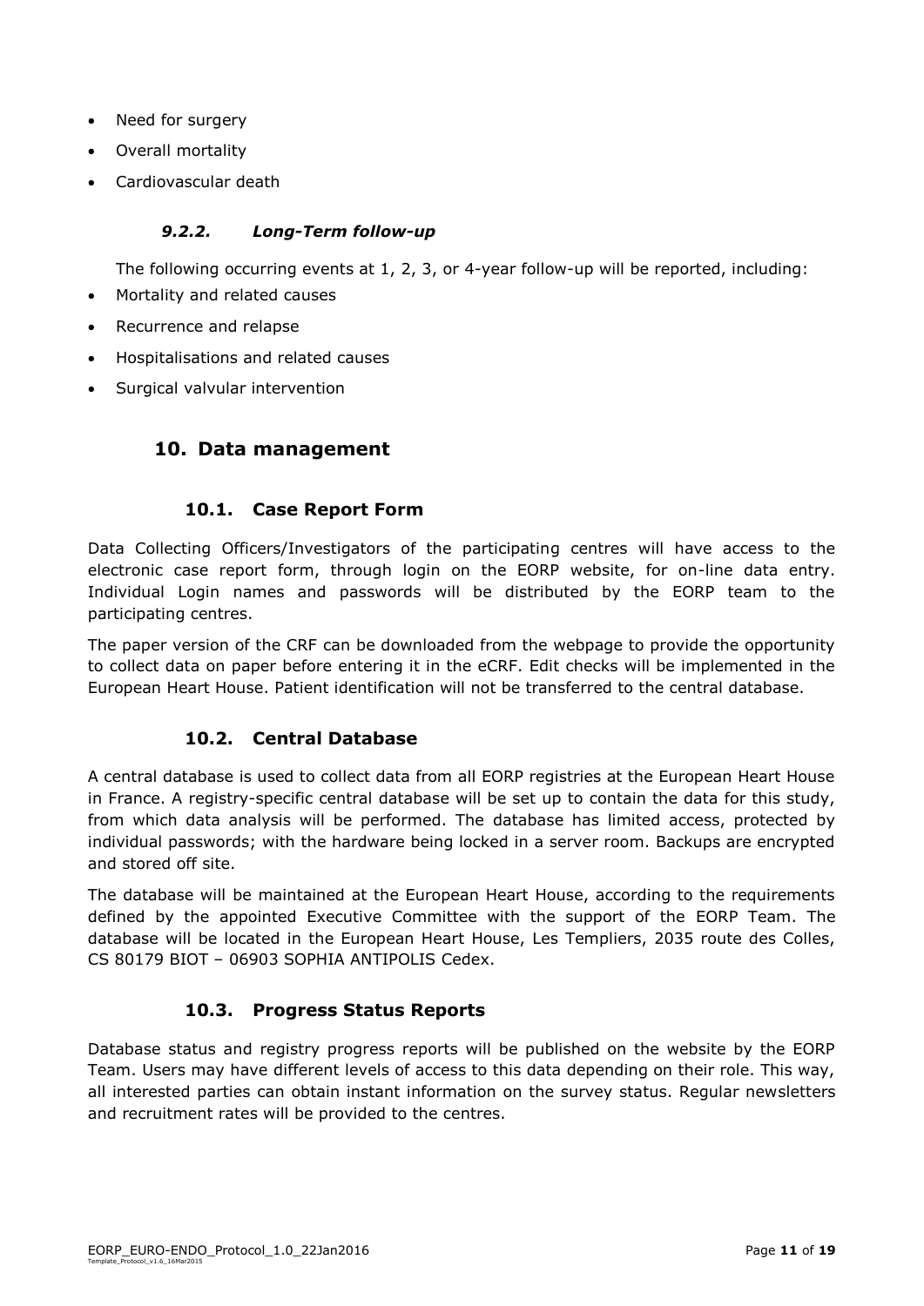- Need for surgery
- Overall mortality
- Cardiovascular death

#### *9.2.2. Long-Term follow-up*

The following occurring events at 1, 2, 3, or 4-year follow-up will be reported, including:

- Mortality and related causes
- Recurrence and relapse
- Hospitalisations and related causes
- Surgical valvular intervention

## 10. Data management

### 10.1. Case Report Form

Data Collecting Officers/Investigators of the participating centres will have access to the electronic case report form, through login on the EORP website, for on-line data entry. Individual Login names and passwords will be distributed by the EORP team to the participating centres.

The paper version of the CRF can be downloaded from the webpage to provide the opportunity to collect data on paper before entering it in the eCRF. Edit checks will be implemented in the European Heart House. Patient identification will not be transferred to the central database.

### 10.2. Central Database

A central database is used to collect data from all EORP registries at the European Heart House in France. A registry-specific central database will be set up to contain the data for this study, from which data analysis will be performed. The database has limited access, protected by individual passwords; with the hardware being locked in a server room. Backups are encrypted and stored off site.

The database will be maintained at the European Heart House, according to the requirements defined by the appointed Executive Committee with the support of the EORP Team. The database will be located in the European Heart House, Les Templiers, 2035 route des Colles, CS 80179 BIOT – 06903 SOPHIA ANTIPOLIS Cedex.

### 10.3. Progress Status Reports

Database status and registry progress reports will be published on the website by the EORP Team. Users may have different levels of access to this data depending on their role. This way, all interested parties can obtain instant information on the survey status. Regular newsletters and recruitment rates will be provided to the centres.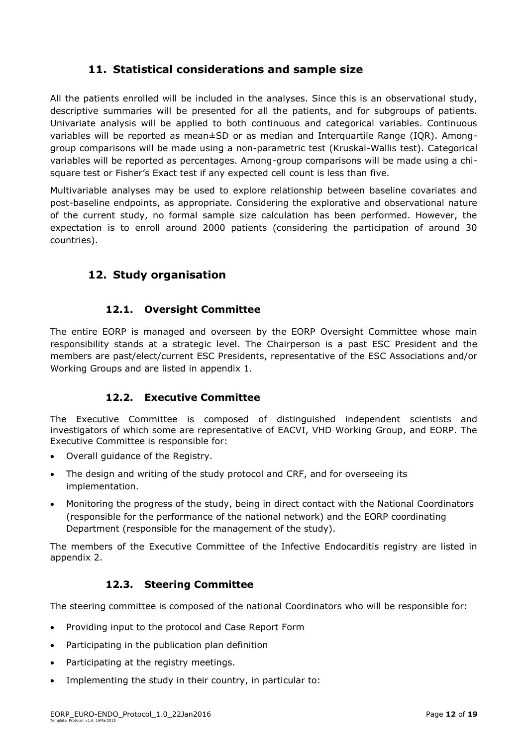## 11. Statistical considerations and sample size

All the patients enrolled will be included in the analyses. Since this is an observational study, descriptive summaries will be presented for all the patients, and for subgroups of patients. Univariate analysis will be applied to both continuous and categorical variables. Continuous variables will be reported as mean±SD or as median and Interquartile Range (IQR). Among-group comparisons will be made using a non-parametric test (Kruskal-Wallis test). Categorical variables will be reported as percentages. Among-group comparisons will be made using a chi-square test or Fisher's Exact test if any expected cell count is less than five.

Multivariable analyses may be used to explore relationship between baseline covariates and post-baseline endpoints, as appropriate. Considering the explorative and observational nature of the current study, no formal sample size calculation has been performed. However, the expectation is to enroll around 2000 patients (considering the participation of around 30 countries).

## 12. Study organisation

### 12.1. Oversight Committee

The entire EORP is managed and overseen by the EORP Oversight Committee whose main responsibility stands at a strategic level. The Chairperson is a past ESC President and the members are past/elect/current ESC Presidents, representative of the ESC Associations and/or Working Groups and are listed in appendix 1.

### 12.2. Executive Committee

The Executive Committee is composed of distinguished independent scientists and investigators of which some are representative of EACVI, VHD Working Group, and EORP. The Executive Committee is responsible for:

- Overall guidance of the Registry.
- The design and writing of the study protocol and CRF, and for overseeing its implementation.
- Monitoring the progress of the study, being in direct contact with the National Coordinators (responsible for the performance of the national network) and the EORP coordinating Department (responsible for the management of the study).

The members of the Executive Committee of the Infective Endocarditis registry are listed in appendix 2.

### 12.3. Steering Committee

The steering committee is composed of the national Coordinators who will be responsible for:

- Providing input to the protocol and Case Report Form
- Participating in the publication plan definition
- Participating at the registry meetings.
- Implementing the study in their country, in particular to: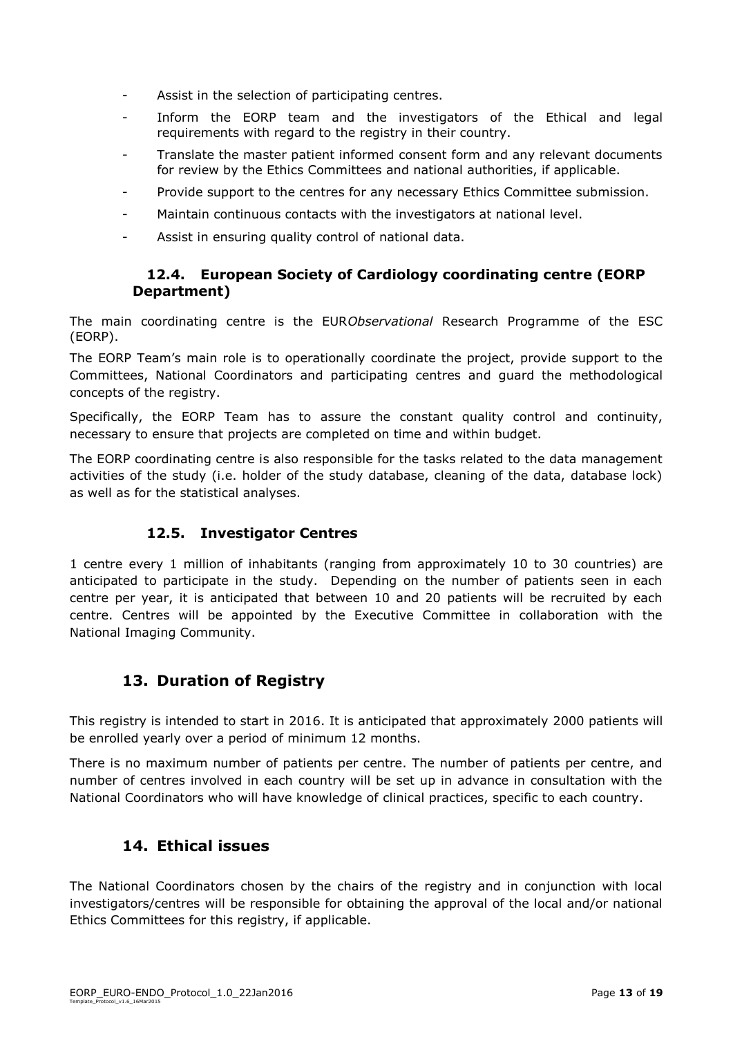- Assist in the selection of participating centres.
- Inform the EORP team and the investigators of the Ethical and legal requirements with regard to the registry in their country.
- Translate the master patient informed consent form and any relevant documents for review by the Ethics Committees and national authorities, if applicable.
- Provide support to the centres for any necessary Ethics Committee submission.
- Maintain continuous contacts with the investigators at national level.
- Assist in ensuring quality control of national data.

### 12.4. European Society of Cardiology coordinating centre (EORP Department)

The main coordinating centre is the EUR*Observational* Research Programme of the ESC (EORP).

The EORP Team's main role is to operationally coordinate the project, provide support to the Committees, National Coordinators and participating centres and guard the methodological concepts of the registry.

Specifically, the EORP Team has to assure the constant quality control and continuity, necessary to ensure that projects are completed on time and within budget.

The EORP coordinating centre is also responsible for the tasks related to the data management activities of the study (i.e. holder of the study database, cleaning of the data, database lock) as well as for the statistical analyses.

### 12.5. Investigator Centres

1 centre every 1 million of inhabitants (ranging from approximately 10 to 30 countries) are anticipated to participate in the study. Depending on the number of patients seen in each centre per year, it is anticipated that between 10 and 20 patients will be recruited by each centre. Centres will be appointed by the Executive Committee in collaboration with the National Imaging Community.

## 13. Duration of Registry

This registry is intended to start in 2016. It is anticipated that approximately 2000 patients will be enrolled yearly over a period of minimum 12 months.

There is no maximum number of patients per centre. The number of patients per centre, and number of centres involved in each country will be set up in advance in consultation with the National Coordinators who will have knowledge of clinical practices, specific to each country.

## 14. Ethical issues

The National Coordinators chosen by the chairs of the registry and in conjunction with local investigators/centres will be responsible for obtaining the approval of the local and/or national Ethics Committees for this registry, if applicable.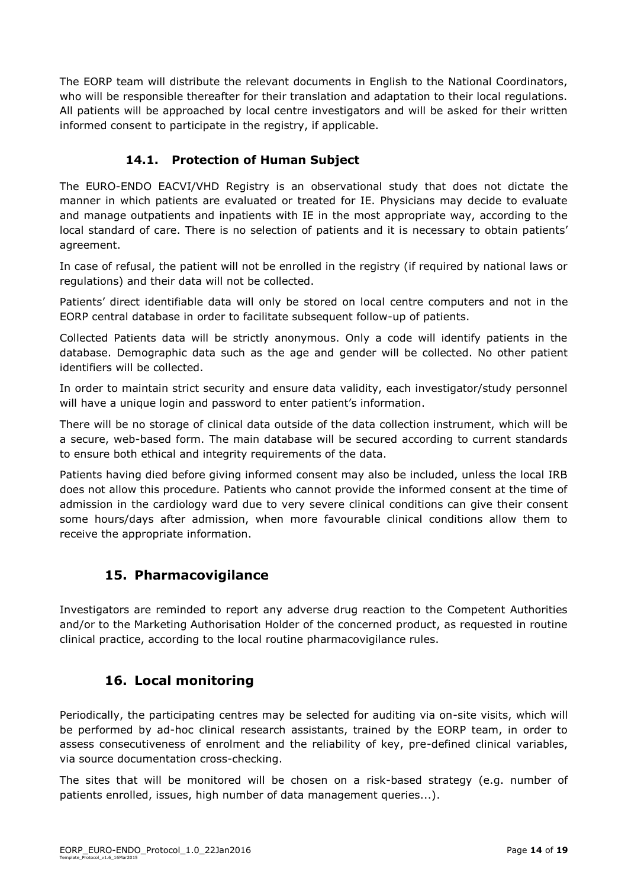The EORP team will distribute the relevant documents in English to the National Coordinators, who will be responsible thereafter for their translation and adaptation to their local regulations. All patients will be approached by local centre investigators and will be asked for their written informed consent to participate in the registry, if applicable.

### 14.1. Protection of Human Subject

The EURO-ENDO EACVI/VHD Registry is an observational study that does not dictate the manner in which patients are evaluated or treated for IE. Physicians may decide to evaluate and manage outpatients and inpatients with IE in the most appropriate way, according to the local standard of care. There is no selection of patients and it is necessary to obtain patients' agreement.

In case of refusal, the patient will not be enrolled in the registry (if required by national laws or regulations) and their data will not be collected.

Patients' direct identifiable data will only be stored on local centre computers and not in the EORP central database in order to facilitate subsequent follow-up of patients.

Collected Patients data will be strictly anonymous. Only a code will identify patients in the database. Demographic data such as the age and gender will be collected. No other patient identifiers will be collected.

In order to maintain strict security and ensure data validity, each investigator/study personnel will have a unique login and password to enter patient's information.

There will be no storage of clinical data outside of the data collection instrument, which will be a secure, web-based form. The main database will be secured according to current standards to ensure both ethical and integrity requirements of the data.

Patients having died before giving informed consent may also be included, unless the local IRB does not allow this procedure. Patients who cannot provide the informed consent at the time of admission in the cardiology ward due to very severe clinical conditions can give their consent some hours/days after admission, when more favourable clinical conditions allow them to receive the appropriate information.

## 15. Pharmacovigilance

Investigators are reminded to report any adverse drug reaction to the Competent Authorities and/or to the Marketing Authorisation Holder of the concerned product, as requested in routine clinical practice, according to the local routine pharmacovigilance rules.

## 16. Local monitoring

Periodically, the participating centres may be selected for auditing via on-site visits, which will be performed by ad-hoc clinical research assistants, trained by the EORP team, in order to assess consecutiveness of enrolment and the reliability of key, pre-defined clinical variables, via source documentation cross-checking.

The sites that will be monitored will be chosen on a risk-based strategy (e.g. number of patients enrolled, issues, high number of data management queries...).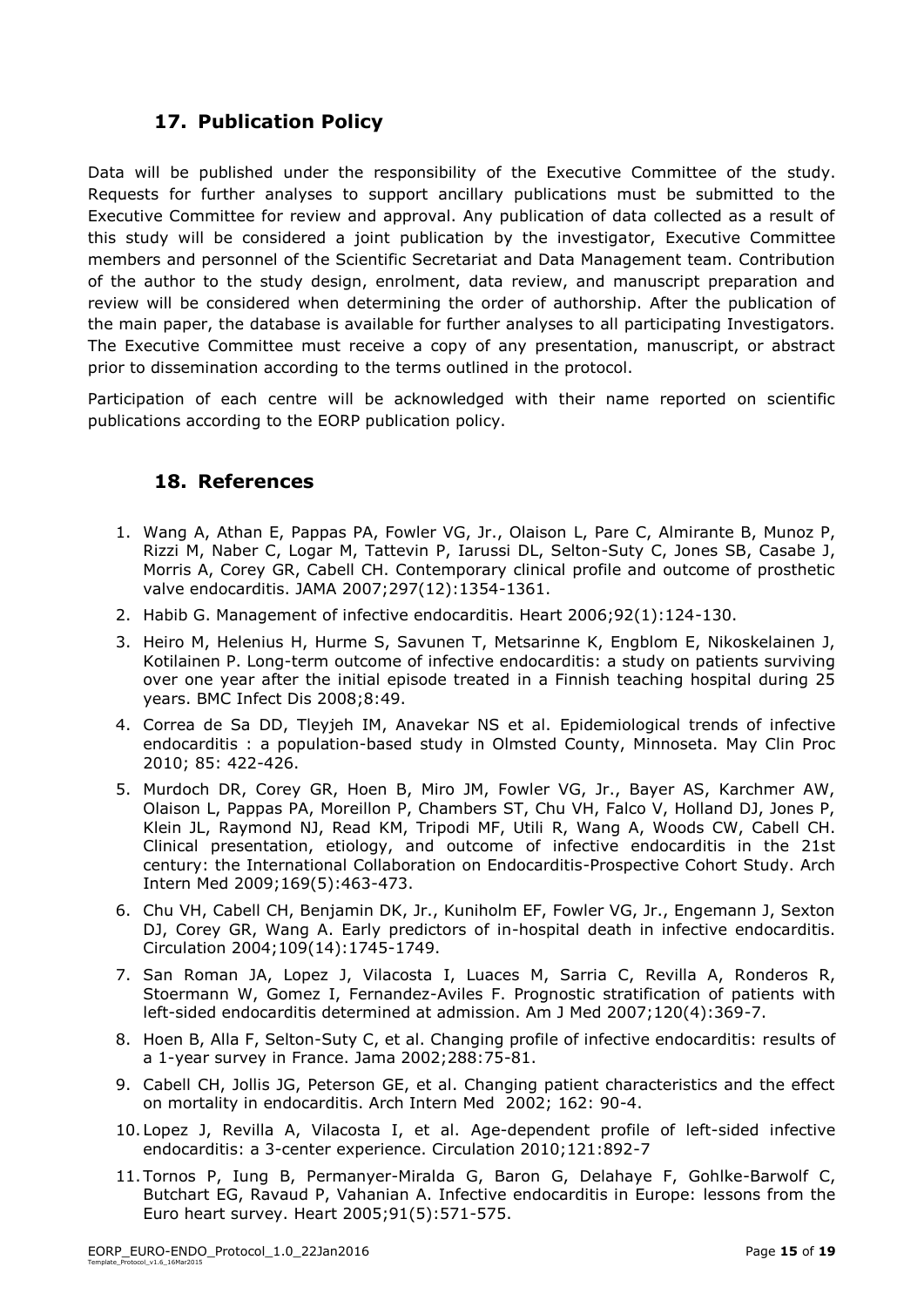## 17. Publication Policy

Data will be published under the responsibility of the Executive Committee of the study. Requests for further analyses to support ancillary publications must be submitted to the Executive Committee for review and approval. Any publication of data collected as a result of this study will be considered a joint publication by the investigator, Executive Committee members and personnel of the Scientific Secretariat and Data Management team. Contribution of the author to the study design, enrolment, data review, and manuscript preparation and review will be considered when determining the order of authorship. After the publication of the main paper, the database is available for further analyses to all participating Investigators. The Executive Committee must receive a copy of any presentation, manuscript, or abstract prior to dissemination according to the terms outlined in the protocol.

Participation of each centre will be acknowledged with their name reported on scientific publications according to the EORP publication policy.

## 18. References

1. Wang A, Athan E, Pappas PA, Fowler VG, Jr., Olaison L, Pare C, Almirante B, Munoz P, Rizzi M, Naber C, Logar M, Tattevin P, Iarussi DL, Selton-Suty C, Jones SB, Casabe J, Morris A, Corey GR, Cabell CH. Contemporary clinical profile and outcome of prosthetic valve endocarditis. JAMA 2007;297(12):1354-1361.
2. Habib G. Management of infective endocarditis. Heart 2006;92(1):124-130.
3. Heiro M, Helenius H, Hurme S, Savunen T, Metsarinne K, Engblom E, Nikoskelainen J, Kotilainen P. Long-term outcome of infective endocarditis: a study on patients surviving over one year after the initial episode treated in a Finnish teaching hospital during 25 years. BMC Infect Dis 2008;8:49.
4. Correa de Sa DD, Tleyjeh IM, Anavekar NS et al. Epidemiological trends of infective endocarditis : a population-based study in Olmsted County, Minnoseta. May Clin Proc 2010; 85: 422-426.
5. Murdoch DR, Corey GR, Hoen B, Miro JM, Fowler VG, Jr., Bayer AS, Karchmer AW, Olaison L, Pappas PA, Moreillon P, Chambers ST, Chu VH, Falco V, Holland DJ, Jones P, Klein JL, Raymond NJ, Read KM, Tripodi MF, Utili R, Wang A, Woods CW, Cabell CH. Clinical presentation, etiology, and outcome of infective endocarditis in the 21st century: the International Collaboration on Endocarditis-Prospective Cohort Study. Arch Intern Med 2009;169(5):463-473.
6. Chu VH, Cabell CH, Benjamin DK, Jr., Kuniholm EF, Fowler VG, Jr., Engemann J, Sexton DJ, Corey GR, Wang A. Early predictors of in-hospital death in infective endocarditis. Circulation 2004;109(14):1745-1749.
7. San Roman JA, Lopez J, Vilacosta I, Luaces M, Sarria C, Revilla A, Ronderos R, Stoermann W, Gomez I, Fernandez-Aviles F. Prognostic stratification of patients with left-sided endocarditis determined at admission. Am J Med 2007;120(4):369-7.
8. Hoen B, Alla F, Selton-Suty C, et al. Changing profile of infective endocarditis: results of a 1-year survey in France. Jama 2002;288:75-81.
9. Cabell CH, Jollis JG, Peterson GE, et al. Changing patient characteristics and the effect on mortality in endocarditis. Arch Intern Med 2002; 162: 90-4.
10. Lopez J, Revilla A, Vilacosta I, et al. Age-dependent profile of left-sided infective endocarditis: a 3-center experience. Circulation 2010;121:892-7
11. Tornos P, Iung B, Permanyer-Miralda G, Baron G, Delahaye F, Gohlke-Barwolf C, Butchart EG, Ravaud P, Vahanian A. Infective endocarditis in Europe: lessons from the Euro heart survey. Heart 2005;91(5):571-575.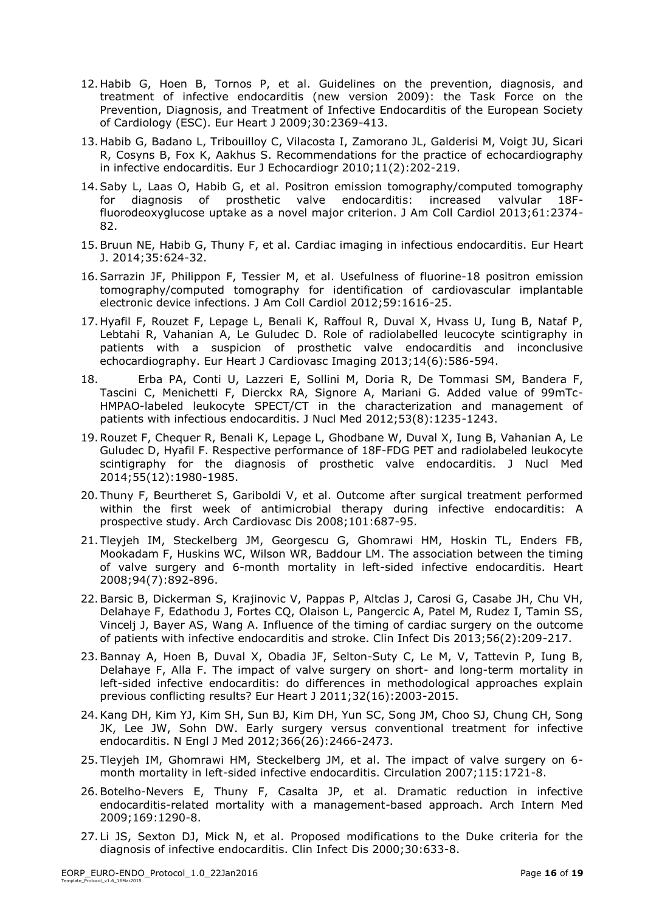12. Habib G, Hoen B, Tornos P, et al. Guidelines on the prevention, diagnosis, and treatment of infective endocarditis (new version 2009): the Task Force on the Prevention, Diagnosis, and Treatment of Infective Endocarditis of the European Society of Cardiology (ESC). Eur Heart J 2009;30:2369-413.
13. Habib G, Badano L, Tribouilloy C, Vilacosta I, Zamorano JL, Galderisi M, Voigt JU, Sicari R, Cosyns B, Fox K, Aakhus S. Recommendations for the practice of echocardiography in infective endocarditis. Eur J Echocardiogr 2010;11(2):202-219.
14. Saby L, Laas O, Habib G, et al. Positron emission tomography/computed tomography for diagnosis of prosthetic valve endocarditis: increased valvular 18F-fluorodeoxyglucose uptake as a novel major criterion. J Am Coll Cardiol 2013;61:2374-82.
15. Bruun NE, Habib G, Thuny F, et al. Cardiac imaging in infectious endocarditis. Eur Heart J. 2014;35:624-32.
16. Sarrazin JF, Philippon F, Tessier M, et al. Usefulness of fluorine-18 positron emission tomography/computed tomography for identification of cardiovascular implantable electronic device infections. J Am Coll Cardiol 2012;59:1616-25.
17. Hyafil F, Rouzet F, Lepage L, Benali K, Raffoul R, Duval X, Hvass U, Iung B, Nataf P, Lebtahi R, Vahanian A, Le Guludec D. Role of radiolabelled leucocyte scintigraphy in patients with a suspicion of prosthetic valve endocarditis and inconclusive echocardiography. Eur Heart J Cardiovasc Imaging 2013;14(6):586-594.
18. Erba PA, Conti U, Lazzeri E, Sollini M, Doria R, De Tommasi SM, Bandera F, Tascini C, Menichetti F, Dierckx RA, Signore A, Mariani G. Added value of 99mTc-HMPAO-labeled leukocyte SPECT/CT in the characterization and management of patients with infectious endocarditis. J Nucl Med 2012;53(8):1235-1243.
19. Rouzet F, Chequer R, Benali K, Lepage L, Ghodbane W, Duval X, Iung B, Vahanian A, Le Guludec D, Hyafil F. Respective performance of 18F-FDG PET and radiolabeled leukocyte scintigraphy for the diagnosis of prosthetic valve endocarditis. J Nucl Med 2014;55(12):1980-1985.
20. Thuny F, Beurtheret S, Gariboldi V, et al. Outcome after surgical treatment performed within the first week of antimicrobial therapy during infective endocarditis: A prospective study. Arch Cardiovasc Dis 2008;101:687-95.
21. Tleyjeh IM, Steckelberg JM, Georgescu G, Ghomrawi HM, Hoskin TL, Enders FB, Mookadam F, Huskins WC, Wilson WR, Baddour LM. The association between the timing of valve surgery and 6-month mortality in left-sided infective endocarditis. Heart 2008;94(7):892-896.
22. Barsic B, Dickerman S, Krajinovic V, Pappas P, Altclas J, Carosi G, Casabe JH, Chu VH, Delahaye F, Edathodu J, Fortes CQ, Olaison L, Pangercic A, Patel M, Rudez I, Tamin SS, Vincelj J, Bayer AS, Wang A. Influence of the timing of cardiac surgery on the outcome of patients with infective endocarditis and stroke. Clin Infect Dis 2013;56(2):209-217.
23. Bannay A, Hoen B, Duval X, Obadia JF, Selton-Suty C, Le M, V, Tattevin P, Iung B, Delahaye F, Alla F. The impact of valve surgery on short- and long-term mortality in left-sided infective endocarditis: do differences in methodological approaches explain previous conflicting results? Eur Heart J 2011;32(16):2003-2015.
24. Kang DH, Kim YJ, Kim SH, Sun BJ, Kim DH, Yun SC, Song JM, Choo SJ, Chung CH, Song JK, Lee JW, Sohn DW. Early surgery versus conventional treatment for infective endocarditis. N Engl J Med 2012;366(26):2466-2473.
25. Tleyjeh IM, Ghomrawi HM, Steckelberg JM, et al. The impact of valve surgery on 6-month mortality in left-sided infective endocarditis. Circulation 2007;115:1721-8.
26. Botelho-Nevers E, Thuny F, Casalta JP, et al. Dramatic reduction in infective endocarditis-related mortality with a management-based approach. Arch Intern Med 2009;169:1290-8.
27. Li JS, Sexton DJ, Mick N, et al. Proposed modifications to the Duke criteria for the diagnosis of infective endocarditis. Clin Infect Dis 2000;30:633-8.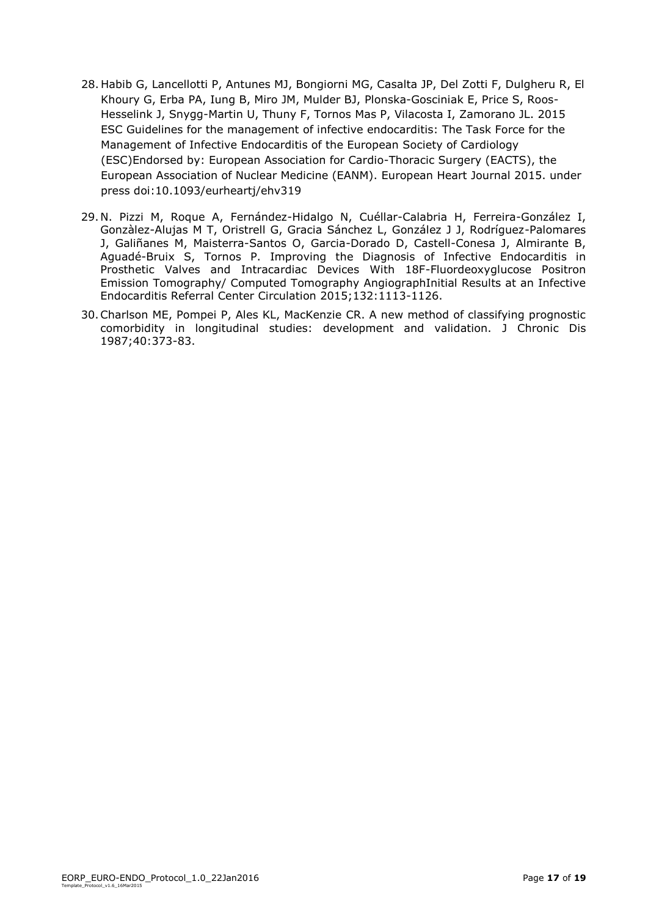28. Habib G, Lancellotti P, Antunes MJ, Bongiorni MG, Casalta JP, Del Zotti F, Dulgheru R, El Khoury G, Erba PA, Iung B, Miro JM, Mulder BJ, Plonska-Gosciniak E, Price S, Roos-Hesselink J, Snygg-Martin U, Thuny F, Tornos Mas P, Vilacosta I, Zamorano JL. 2015 ESC Guidelines for the management of infective endocarditis: The Task Force for the Management of Infective Endocarditis of the European Society of Cardiology (ESC)Endorsed by: European Association for Cardio-Thoracic Surgery (EACTS), the European Association of Nuclear Medicine (EANM). European Heart Journal 2015. under press doi:10.1093/eurheartj/ehv319

29. N. Pizzi M, Roque A, Fernández-Hidalgo N, Cuéllar-Calabria H, Ferreira-González I, Gonzàlez-Alujas M T, Oristrell G, Gracia Sánchez L, González J J, Rodríguez-Palomares J, Galiñanes M, Maisterra-Santos O, Garcia-Dorado D, Castell-Conesa J, Almirante B, Aguadé-Bruix S, Tornos P. Improving the Diagnosis of Infective Endocarditis in Prosthetic Valves and Intracardiac Devices With 18F-Fluordeoxyglucose Positron Emission Tomography/ Computed Tomography AngiographInitial Results at an Infective Endocarditis Referral Center Circulation 2015;132:1113-1126.

30. Charlson ME, Pompei P, Ales KL, MacKenzie CR. A new method of classifying prognostic comorbidity in longitudinal studies: development and validation. J Chronic Dis 1987;40:373-83.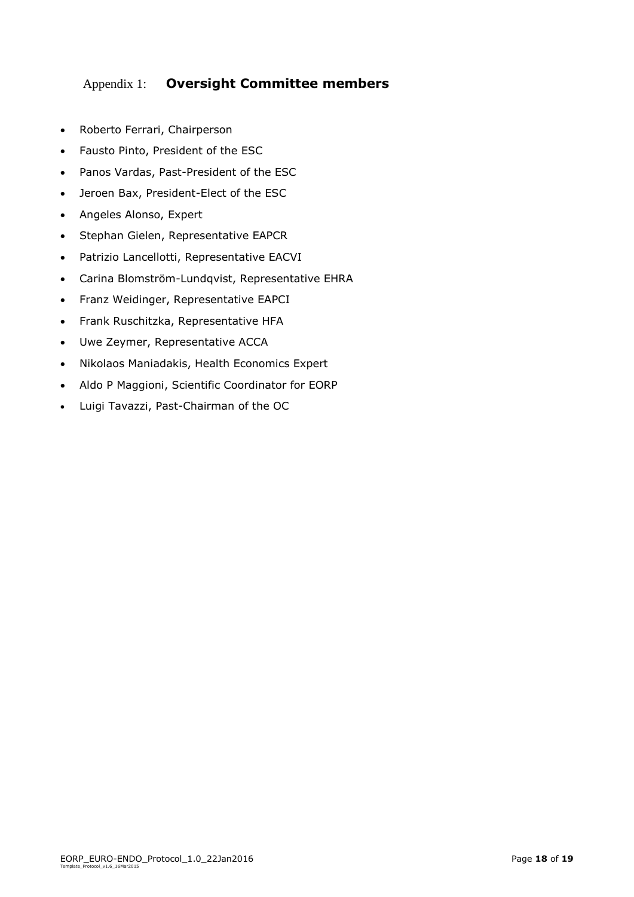## Appendix 1: **Oversight Committee members**

- Roberto Ferrari, Chairperson
- Fausto Pinto, President of the ESC
- Panos Vardas, Past-President of the ESC
- Jeroen Bax, President-Elect of the ESC
- Angeles Alonso, Expert
- Stephan Gielen, Representative EAPCR
- Patrizio Lancellotti, Representative EACVI
- Carina Blomström-Lundqvist, Representative EHRA
- Franz Weidinger, Representative EAPCI
- Frank Ruschitzka, Representative HFA
- Uwe Zeymer, Representative ACCA
- Nikolaos Maniadakis, Health Economics Expert
- Aldo P Maggioni, Scientific Coordinator for EORP
- Luigi Tavazzi, Past-Chairman of the OC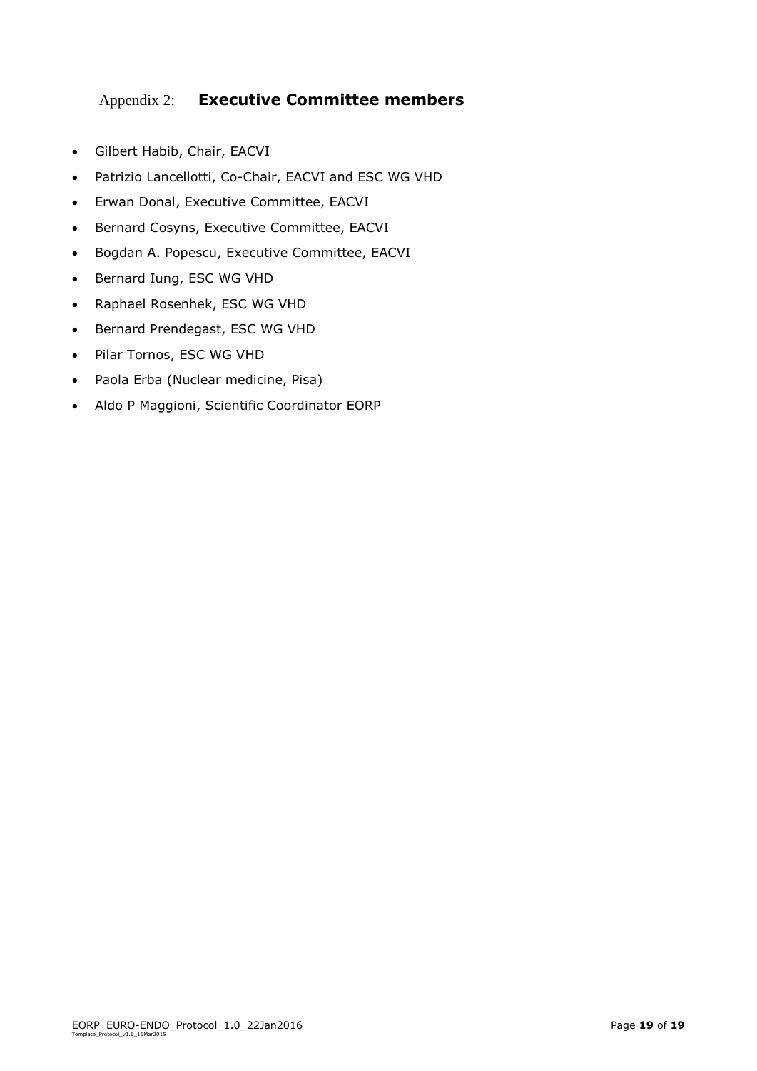## Appendix 2: **Executive Committee members**

- Gilbert Habib, Chair, EACVI
- Patrizio Lancellotti, Co-Chair, EACVI and ESC WG VHD
- Erwan Donal, Executive Committee, EACVI
- Bernard Cosyns, Executive Committee, EACVI
- Bogdan A. Popescu, Executive Committee, EACVI
- Bernard Iung, ESC WG VHD
- Raphael Rosenhek, ESC WG VHD
- Bernard Prendegast, ESC WG VHD
- Pilar Tornos, ESC WG VHD
- Paola Erba (Nuclear medicine, Pisa)
- Aldo P Maggioni, Scientific Coordinator EORP